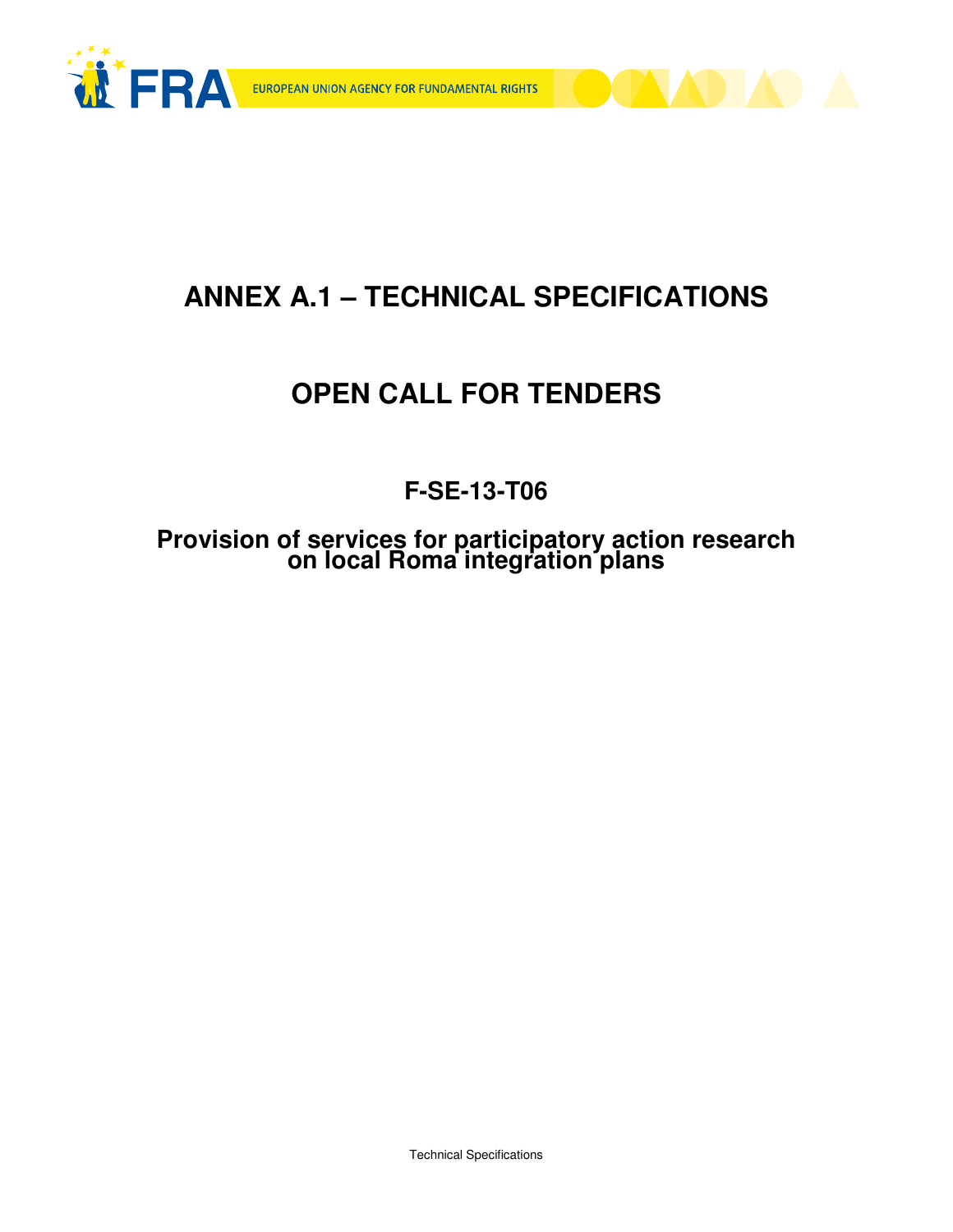EUROPEAN UNION AGENCY FOR FUNDAMENTAL RIGHTS

# ANNEX A.1 – TECHNICAL SPECIFICATIONS

# OPEN CALL FOR TENDERS

## F-SE-13-T06

## Provision of services for participatory action research on local Roma integration plans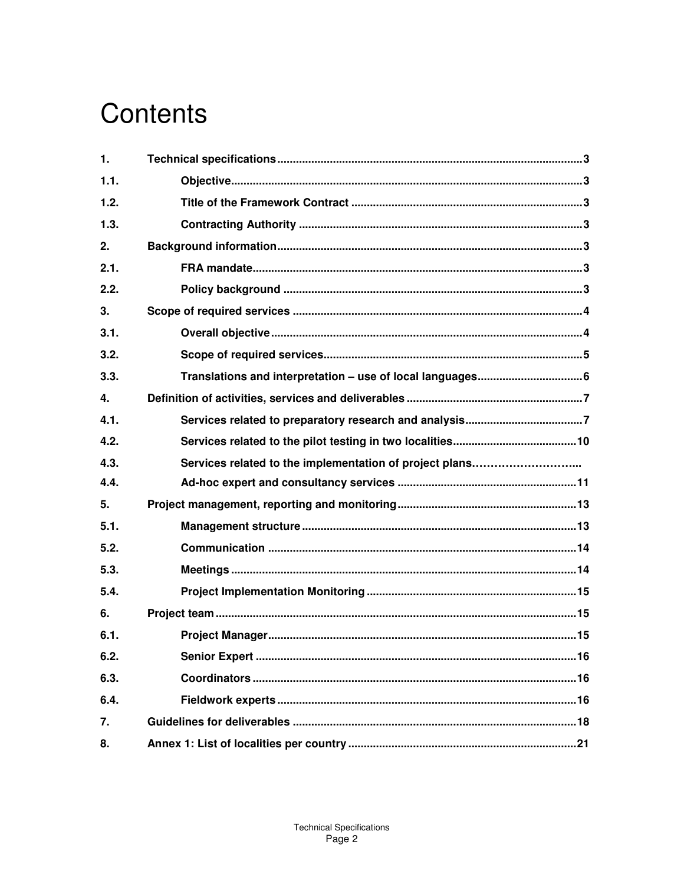# Contents

| | | |
|---|---|---|
| 1. | **Technical specifications** | 3 |
| 1.1. | **Objective** | 3 |
| 1.2. | **Title of the Framework Contract** | 3 |
| 1.3. | **Contracting Authority** | 3 |
| 2. | **Background information** | 3 |
| 2.1. | **FRA mandate** | 3 |
| 2.2. | **Policy background** | 3 |
| 3. | **Scope of required services** | 4 |
| 3.1. | **Overall objective** | 4 |
| 3.2. | **Scope of required services** | 5 |
| 3.3. | **Translations and interpretation – use of local languages** | 6 |
| 4. | **Definition of activities, services and deliverables** | 7 |
| 4.1. | **Services related to preparatory research and analysis** | 7 |
| 4.2. | **Services related to the pilot testing in two localities** | 10 |
| 4.3. | **Services related to the implementation of project plans……………………...** | |
| 4.4. | **Ad-hoc expert and consultancy services** | 11 |
| 5. | **Project management, reporting and monitoring** | 13 |
| 5.1. | **Management structure** | 13 |
| 5.2. | **Communication** | 14 |
| 5.3. | **Meetings** | 14 |
| 5.4. | **Project Implementation Monitoring** | 15 |
| 6. | **Project team** | 15 |
| 6.1. | **Project Manager** | 15 |
| 6.2. | **Senior Expert** | 16 |
| 6.3. | **Coordinators** | 16 |
| 6.4. | **Fieldwork experts** | 16 |
| 7. | **Guidelines for deliverables** | 18 |
| 8. | **Annex 1: List of localities per country** | 21 |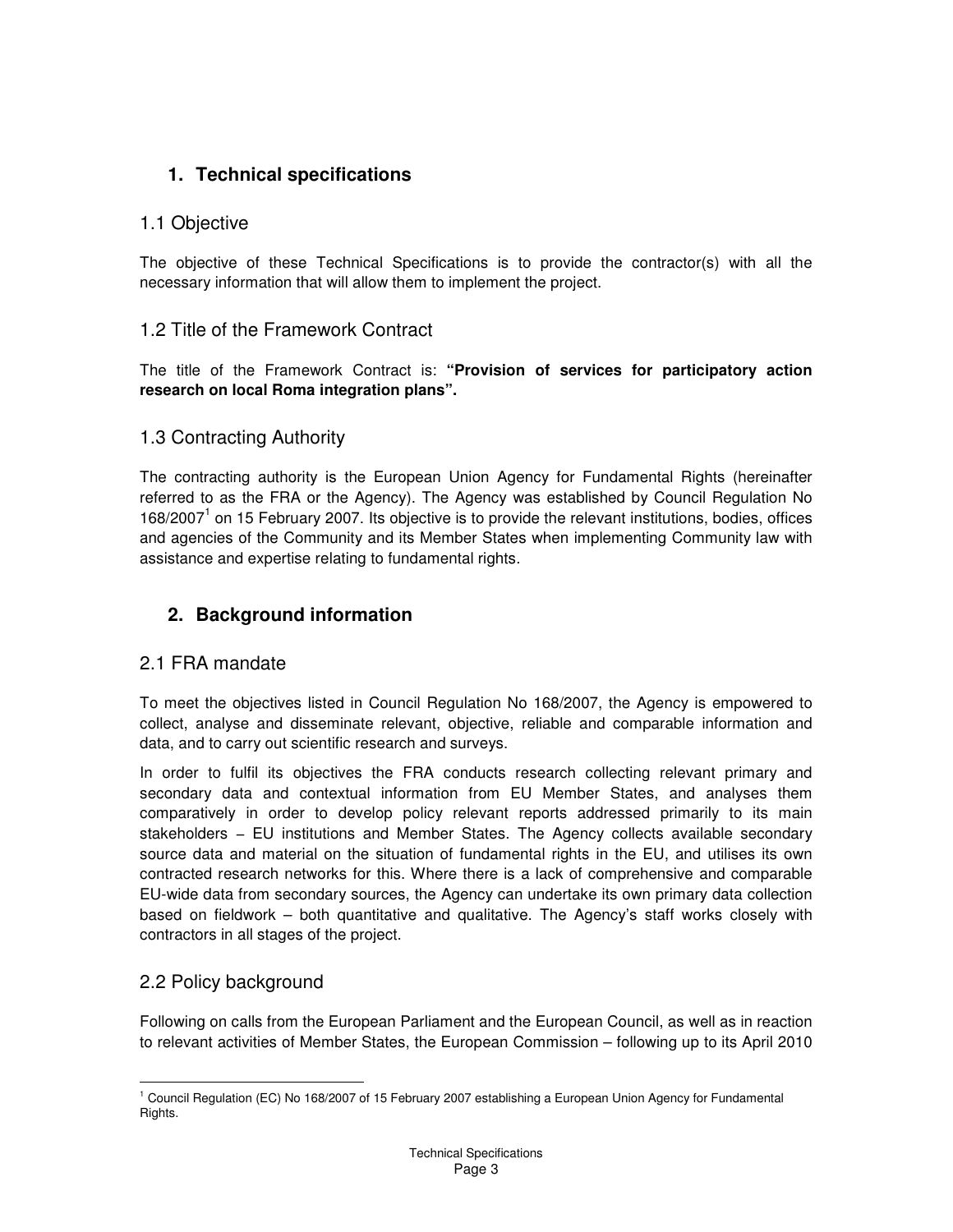## 1. Technical specifications

### 1.1 Objective

The objective of these Technical Specifications is to provide the contractor(s) with all the necessary information that will allow them to implement the project.

### 1.2 Title of the Framework Contract

The title of the Framework Contract is: **"Provision of services for participatory action research on local Roma integration plans".**

### 1.3 Contracting Authority

The contracting authority is the European Union Agency for Fundamental Rights (hereinafter referred to as the FRA or the Agency). The Agency was established by Council Regulation No 168/2007[1] on 15 February 2007. Its objective is to provide the relevant institutions, bodies, offices and agencies of the Community and its Member States when implementing Community law with assistance and expertise relating to fundamental rights.

## 2. Background information

### 2.1 FRA mandate

To meet the objectives listed in Council Regulation No 168/2007, the Agency is empowered to collect, analyse and disseminate relevant, objective, reliable and comparable information and data, and to carry out scientific research and surveys.

In order to fulfil its objectives the FRA conducts research collecting relevant primary and secondary data and contextual information from EU Member States, and analyses them comparatively in order to develop policy relevant reports addressed primarily to its main stakeholders – EU institutions and Member States. The Agency collects available secondary source data and material on the situation of fundamental rights in the EU, and utilises its own contracted research networks for this. Where there is a lack of comprehensive and comparable EU-wide data from secondary sources, the Agency can undertake its own primary data collection based on fieldwork – both quantitative and qualitative. The Agency's staff works closely with contractors in all stages of the project.

### 2.2 Policy background

Following on calls from the European Parliament and the European Council, as well as in reaction to relevant activities of Member States, the European Commission – following up to its April 2010

[1] Council Regulation (EC) No 168/2007 of 15 February 2007 establishing a European Union Agency for Fundamental Rights.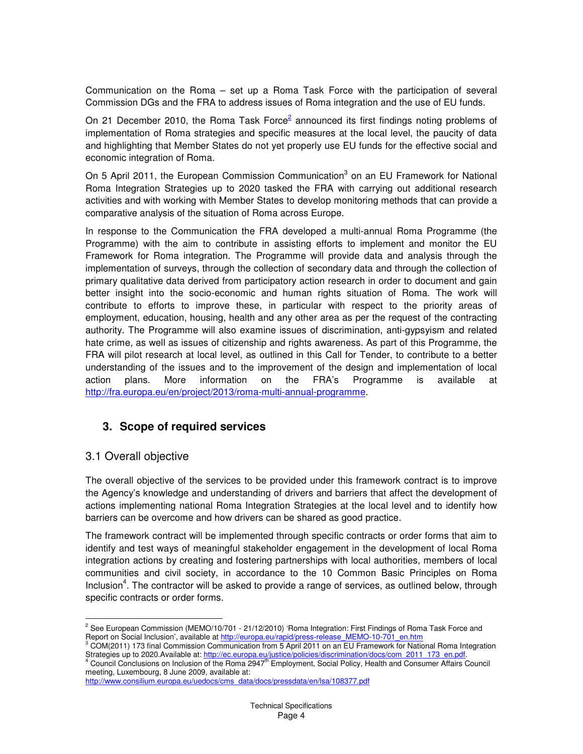Communication on the Roma – set up a Roma Task Force with the participation of several Commission DGs and the FRA to address issues of Roma integration and the use of EU funds.

On 21 December 2010, the Roma Task Force[2] announced its first findings noting problems of implementation of Roma strategies and specific measures at the local level, the paucity of data and highlighting that Member States do not yet properly use EU funds for the effective social and economic integration of Roma.

On 5 April 2011, the European Commission Communication[3] on an EU Framework for National Roma Integration Strategies up to 2020 tasked the FRA with carrying out additional research activities and with working with Member States to develop monitoring methods that can provide a comparative analysis of the situation of Roma across Europe.

In response to the Communication the FRA developed a multi-annual Roma Programme (the Programme) with the aim to contribute in assisting efforts to implement and monitor the EU Framework for Roma integration. The Programme will provide data and analysis through the implementation of surveys, through the collection of secondary data and through the collection of primary qualitative data derived from participatory action research in order to document and gain better insight into the socio-economic and human rights situation of Roma. The work will contribute to efforts to improve these, in particular with respect to the priority areas of employment, education, housing, health and any other area as per the request of the contracting authority. The Programme will also examine issues of discrimination, anti-gypsyism and related hate crime, as well as issues of citizenship and rights awareness. As part of this Programme, the FRA will pilot research at local level, as outlined in this Call for Tender, to contribute to a better understanding of the issues and to the improvement of the design and implementation of local action plans. More information on the FRA's Programme is available at http://fra.europa.eu/en/project/2013/roma-multi-annual-programme.

## 3. Scope of required services

### 3.1 Overall objective

The overall objective of the services to be provided under this framework contract is to improve the Agency's knowledge and understanding of drivers and barriers that affect the development of actions implementing national Roma Integration Strategies at the local level and to identify how barriers can be overcome and how drivers can be shared as good practice.

The framework contract will be implemented through specific contracts or order forms that aim to identify and test ways of meaningful stakeholder engagement in the development of local Roma integration actions by creating and fostering partnerships with local authorities, members of local communities and civil society, in accordance to the 10 Common Basic Principles on Roma Inclusion[4]. The contractor will be asked to provide a range of services, as outlined below, through specific contracts or order forms.

---

[2] See European Commission (MEMO/10/701 - 21/12/2010) 'Roma Integration: First Findings of Roma Task Force and Report on Social Inclusion', available at http://europa.eu/rapid/press-release_MEMO-10-701_en.htm

[3] COM(2011) 173 final Commission Communication from 5 April 2011 on an EU Framework for National Roma Integration Strategies up to 2020.Available at: http://ec.europa.eu/justice/policies/discrimination/docs/com_2011_173_en.pdf.

[4] Council Conclusions on Inclusion of the Roma 2947th Employment, Social Policy, Health and Consumer Affairs Council meeting, Luxembourg, 8 June 2009, available at: http://www.consilium.europa.eu/uedocs/cms_data/docs/pressdata/en/lsa/108377.pdf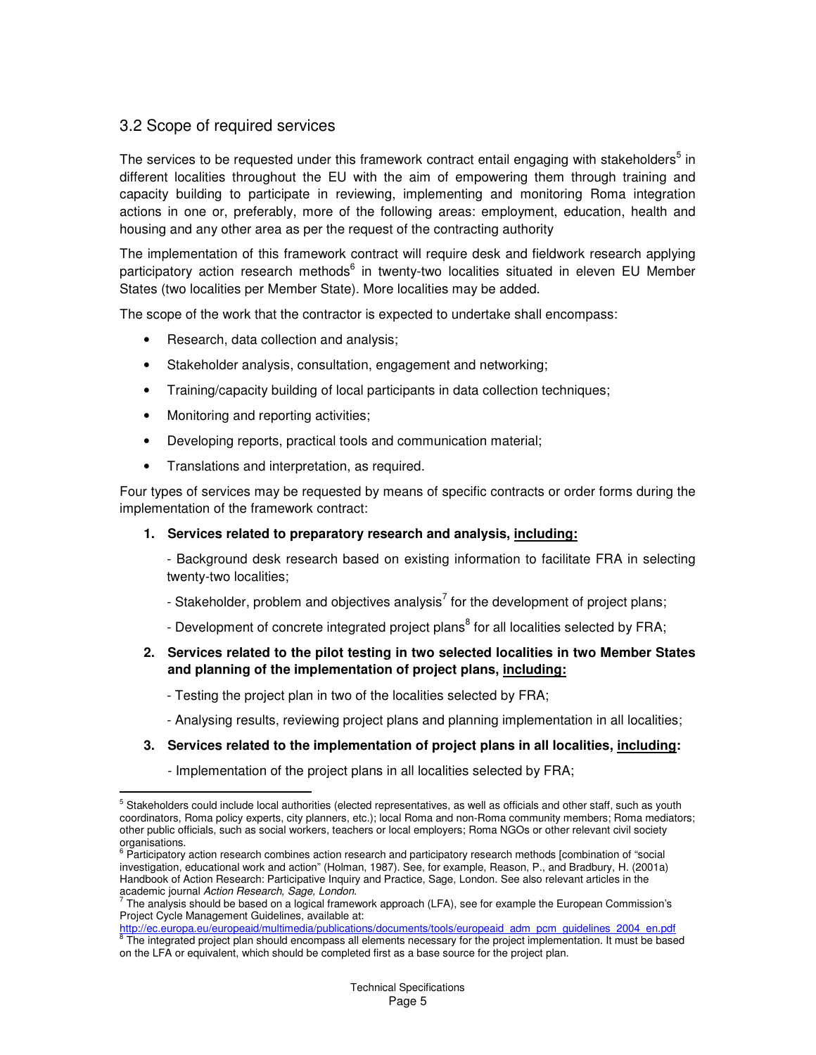## 3.2 Scope of required services

The services to be requested under this framework contract entail engaging with stakeholders[5] in different localities throughout the EU with the aim of empowering them through training and capacity building to participate in reviewing, implementing and monitoring Roma integration actions in one or, preferably, more of the following areas: employment, education, health and housing and any other area as per the request of the contracting authority

The implementation of this framework contract will require desk and fieldwork research applying participatory action research methods[6] in twenty-two localities situated in eleven EU Member States (two localities per Member State). More localities may be added.

The scope of the work that the contractor is expected to undertake shall encompass:

- Research, data collection and analysis;
- Stakeholder analysis, consultation, engagement and networking;
- Training/capacity building of local participants in data collection techniques;
- Monitoring and reporting activities;
- Developing reports, practical tools and communication material;
- Translations and interpretation, as required.

Four types of services may be requested by means of specific contracts or order forms during the implementation of the framework contract:

1. **Services related to preparatory research and analysis, <u>including:</u>**

   - Background desk research based on existing information to facilitate FRA in selecting twenty-two localities;

   - Stakeholder, problem and objectives analysis[7] for the development of project plans;

   - Development of concrete integrated project plans[8] for all localities selected by FRA;

2. **Services related to the pilot testing in two selected localities in two Member States and planning of the implementation of project plans, <u>including:</u>**

   - Testing the project plan in two of the localities selected by FRA;

   - Analysing results, reviewing project plans and planning implementation in all localities;

3. **Services related to the implementation of project plans in all localities, <u>including</u>:**

   - Implementation of the project plans in all localities selected by FRA;

---

[5] Stakeholders could include local authorities (elected representatives, as well as officials and other staff, such as youth coordinators, Roma policy experts, city planners, etc.); local Roma and non-Roma community members; Roma mediators; other public officials, such as social workers, teachers or local employers; Roma NGOs or other relevant civil society organisations.

[6] Participatory action research combines action research and participatory research methods [combination of "social investigation, educational work and action" (Holman, 1987). See, for example, Reason, P., and Bradbury, H. (2001a) Handbook of Action Research: Participative Inquiry and Practice, Sage, London. See also relevant articles in the academic journal *Action Research, Sage, London*.

[7] The analysis should be based on a logical framework approach (LFA), see for example the European Commission's Project Cycle Management Guidelines, available at: http://ec.europa.eu/europeaid/multimedia/publications/documents/tools/europeaid_adm_pcm_guidelines_2004_en.pdf

[8] The integrated project plan should encompass all elements necessary for the project implementation. It must be based on the LFA or equivalent, which should be completed first as a base source for the project plan.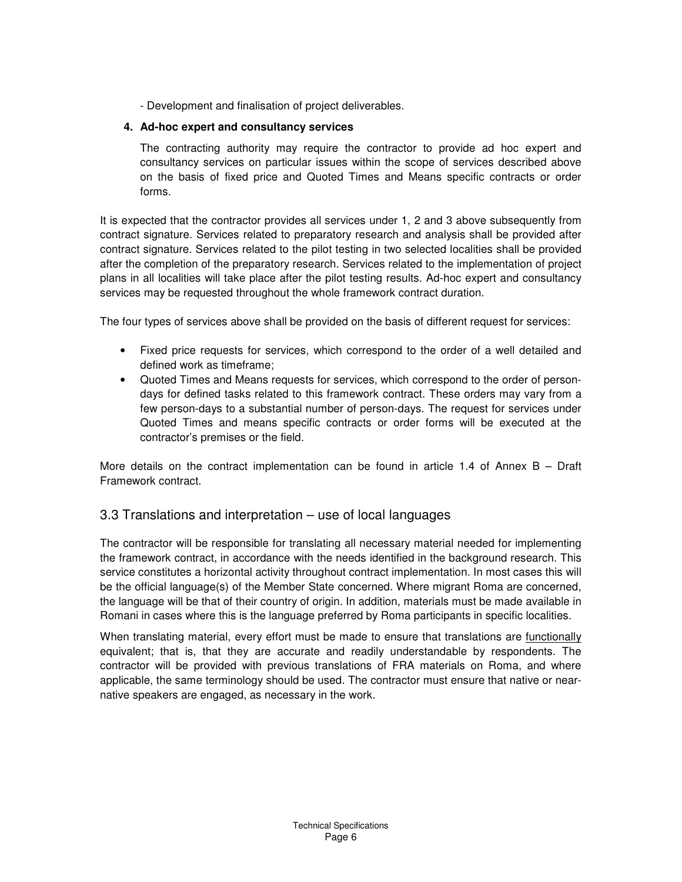- Development and finalisation of project deliverables.

4. **Ad-hoc expert and consultancy services**

   The contracting authority may require the contractor to provide ad hoc expert and consultancy services on particular issues within the scope of services described above on the basis of fixed price and Quoted Times and Means specific contracts or order forms.

It is expected that the contractor provides all services under 1, 2 and 3 above subsequently from contract signature. Services related to preparatory research and analysis shall be provided after contract signature. Services related to the pilot testing in two selected localities shall be provided after the completion of the preparatory research. Services related to the implementation of project plans in all localities will take place after the pilot testing results. Ad-hoc expert and consultancy services may be requested throughout the whole framework contract duration.

The four types of services above shall be provided on the basis of different request for services:

- Fixed price requests for services, which correspond to the order of a well detailed and defined work as timeframe;
- Quoted Times and Means requests for services, which correspond to the order of person-days for defined tasks related to this framework contract. These orders may vary from a few person-days to a substantial number of person-days. The request for services under Quoted Times and means specific contracts or order forms will be executed at the contractor's premises or the field.

More details on the contract implementation can be found in article 1.4 of Annex B – Draft Framework contract.

## 3.3 Translations and interpretation – use of local languages

The contractor will be responsible for translating all necessary material needed for implementing the framework contract, in accordance with the needs identified in the background research. This service constitutes a horizontal activity throughout contract implementation. In most cases this will be the official language(s) of the Member State concerned. Where migrant Roma are concerned, the language will be that of their country of origin. In addition, materials must be made available in Romani in cases where this is the language preferred by Roma participants in specific localities.

When translating material, every effort must be made to ensure that translations are functionally equivalent; that is, that they are accurate and readily understandable by respondents. The contractor will be provided with previous translations of FRA materials on Roma, and where applicable, the same terminology should be used. The contractor must ensure that native or near-native speakers are engaged, as necessary in the work.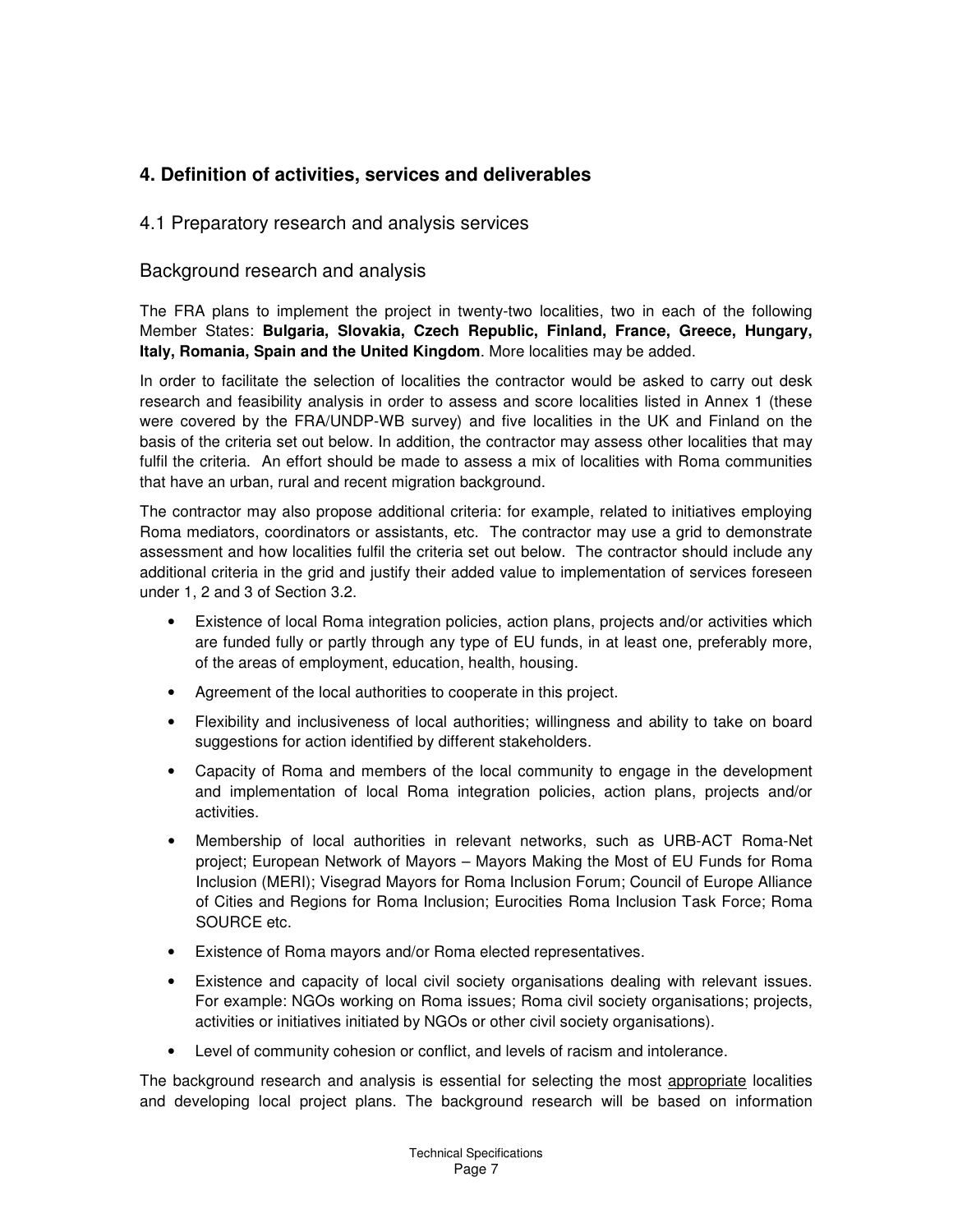## 4. Definition of activities, services and deliverables

### 4.1 Preparatory research and analysis services

### Background research and analysis

The FRA plans to implement the project in twenty-two localities, two in each of the following Member States: **Bulgaria, Slovakia, Czech Republic, Finland, France, Greece, Hungary, Italy, Romania, Spain and the United Kingdom**. More localities may be added.

In order to facilitate the selection of localities the contractor would be asked to carry out desk research and feasibility analysis in order to assess and score localities listed in Annex 1 (these were covered by the FRA/UNDP-WB survey) and five localities in the UK and Finland on the basis of the criteria set out below. In addition, the contractor may assess other localities that may fulfil the criteria. An effort should be made to assess a mix of localities with Roma communities that have an urban, rural and recent migration background.

The contractor may also propose additional criteria: for example, related to initiatives employing Roma mediators, coordinators or assistants, etc. The contractor may use a grid to demonstrate assessment and how localities fulfil the criteria set out below. The contractor should include any additional criteria in the grid and justify their added value to implementation of services foreseen under 1, 2 and 3 of Section 3.2.

- Existence of local Roma integration policies, action plans, projects and/or activities which are funded fully or partly through any type of EU funds, in at least one, preferably more, of the areas of employment, education, health, housing.
- Agreement of the local authorities to cooperate in this project.
- Flexibility and inclusiveness of local authorities; willingness and ability to take on board suggestions for action identified by different stakeholders.
- Capacity of Roma and members of the local community to engage in the development and implementation of local Roma integration policies, action plans, projects and/or activities.
- Membership of local authorities in relevant networks, such as URB-ACT Roma-Net project; European Network of Mayors – Mayors Making the Most of EU Funds for Roma Inclusion (MERI); Visegrad Mayors for Roma Inclusion Forum; Council of Europe Alliance of Cities and Regions for Roma Inclusion; Eurocities Roma Inclusion Task Force; Roma SOURCE etc.
- Existence of Roma mayors and/or Roma elected representatives.
- Existence and capacity of local civil society organisations dealing with relevant issues. For example: NGOs working on Roma issues; Roma civil society organisations; projects, activities or initiatives initiated by NGOs or other civil society organisations).
- Level of community cohesion or conflict, and levels of racism and intolerance.

The background research and analysis is essential for selecting the most appropriate localities and developing local project plans. The background research will be based on information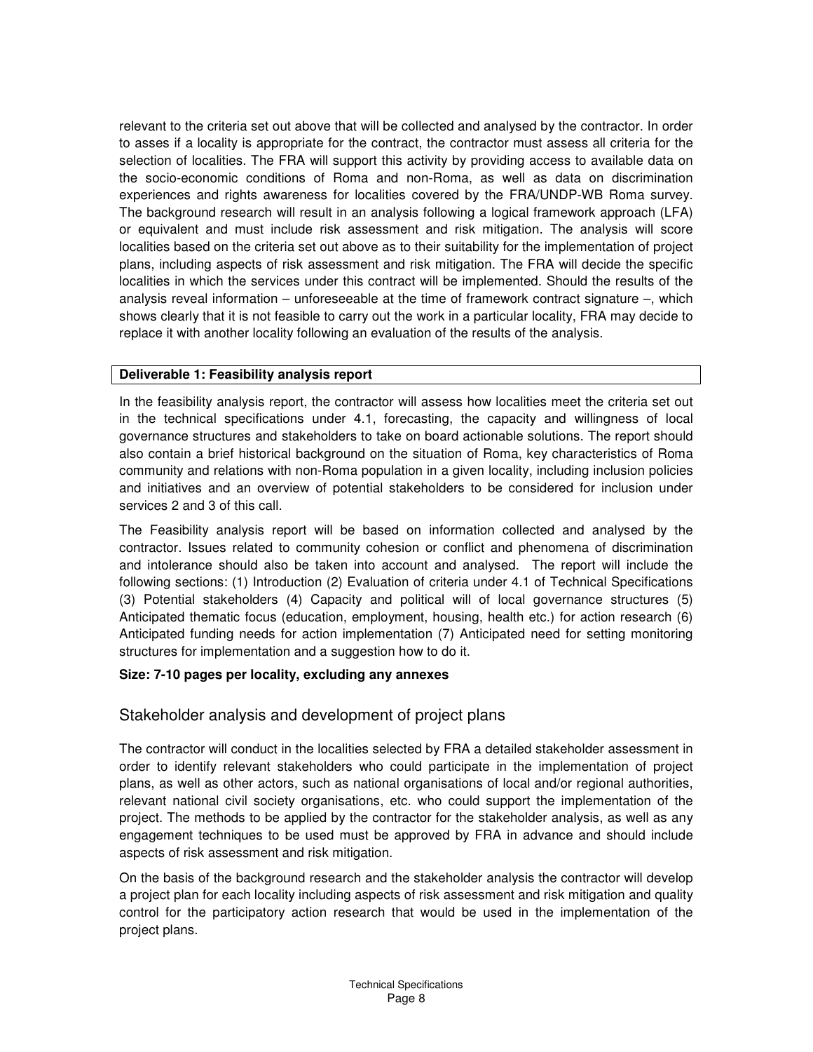relevant to the criteria set out above that will be collected and analysed by the contractor. In order to asses if a locality is appropriate for the contract, the contractor must assess all criteria for the selection of localities. The FRA will support this activity by providing access to available data on the socio-economic conditions of Roma and non-Roma, as well as data on discrimination experiences and rights awareness for localities covered by the FRA/UNDP-WB Roma survey. The background research will result in an analysis following a logical framework approach (LFA) or equivalent and must include risk assessment and risk mitigation. The analysis will score localities based on the criteria set out above as to their suitability for the implementation of project plans, including aspects of risk assessment and risk mitigation. The FRA will decide the specific localities in which the services under this contract will be implemented. Should the results of the analysis reveal information – unforeseeable at the time of framework contract signature –, which shows clearly that it is not feasible to carry out the work in a particular locality, FRA may decide to replace it with another locality following an evaluation of the results of the analysis.

| **Deliverable 1: Feasibility analysis report** |
|---|

In the feasibility analysis report, the contractor will assess how localities meet the criteria set out in the technical specifications under 4.1, forecasting, the capacity and willingness of local governance structures and stakeholders to take on board actionable solutions. The report should also contain a brief historical background on the situation of Roma, key characteristics of Roma community and relations with non-Roma population in a given locality, including inclusion policies and initiatives and an overview of potential stakeholders to be considered for inclusion under services 2 and 3 of this call.

The Feasibility analysis report will be based on information collected and analysed by the contractor. Issues related to community cohesion or conflict and phenomena of discrimination and intolerance should also be taken into account and analysed. The report will include the following sections: (1) Introduction (2) Evaluation of criteria under 4.1 of Technical Specifications (3) Potential stakeholders (4) Capacity and political will of local governance structures (5) Anticipated thematic focus (education, employment, housing, health etc.) for action research (6) Anticipated funding needs for action implementation (7) Anticipated need for setting monitoring structures for implementation and a suggestion how to do it.

**Size: 7-10 pages per locality, excluding any annexes**

## Stakeholder analysis and development of project plans

The contractor will conduct in the localities selected by FRA a detailed stakeholder assessment in order to identify relevant stakeholders who could participate in the implementation of project plans, as well as other actors, such as national organisations of local and/or regional authorities, relevant national civil society organisations, etc. who could support the implementation of the project. The methods to be applied by the contractor for the stakeholder analysis, as well as any engagement techniques to be used must be approved by FRA in advance and should include aspects of risk assessment and risk mitigation.

On the basis of the background research and the stakeholder analysis the contractor will develop a project plan for each locality including aspects of risk assessment and risk mitigation and quality control for the participatory action research that would be used in the implementation of the project plans.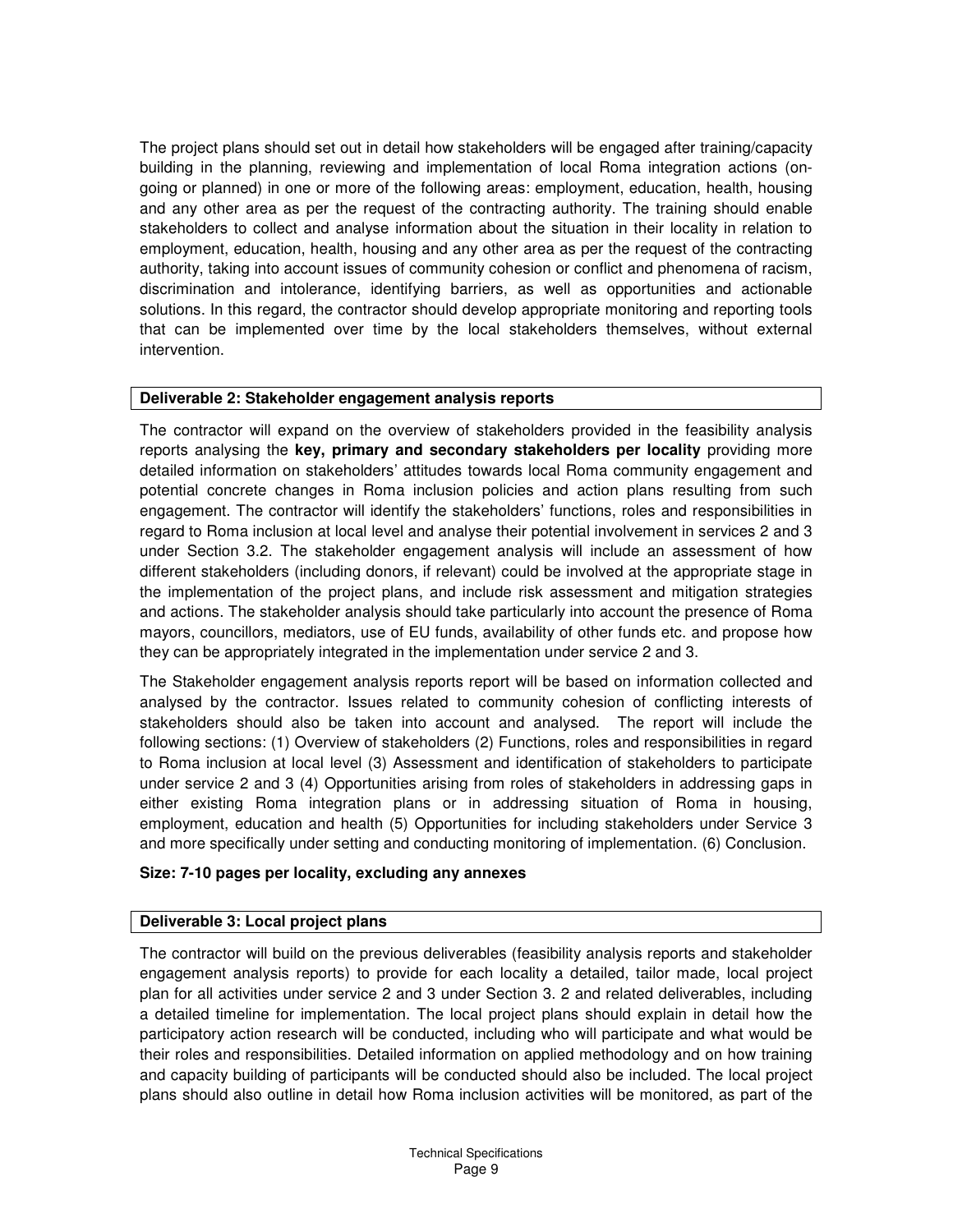The project plans should set out in detail how stakeholders will be engaged after training/capacity building in the planning, reviewing and implementation of local Roma integration actions (on-going or planned) in one or more of the following areas: employment, education, health, housing and any other area as per the request of the contracting authority. The training should enable stakeholders to collect and analyse information about the situation in their locality in relation to employment, education, health, housing and any other area as per the request of the contracting authority, taking into account issues of community cohesion or conflict and phenomena of racism, discrimination and intolerance, identifying barriers, as well as opportunities and actionable solutions. In this regard, the contractor should develop appropriate monitoring and reporting tools that can be implemented over time by the local stakeholders themselves, without external intervention.

**Deliverable 2: Stakeholder engagement analysis reports**

The contractor will expand on the overview of stakeholders provided in the feasibility analysis reports analysing the **key, primary and secondary stakeholders per locality** providing more detailed information on stakeholders' attitudes towards local Roma community engagement and potential concrete changes in Roma inclusion policies and action plans resulting from such engagement. The contractor will identify the stakeholders' functions, roles and responsibilities in regard to Roma inclusion at local level and analyse their potential involvement in services 2 and 3 under Section 3.2. The stakeholder engagement analysis will include an assessment of how different stakeholders (including donors, if relevant) could be involved at the appropriate stage in the implementation of the project plans, and include risk assessment and mitigation strategies and actions. The stakeholder analysis should take particularly into account the presence of Roma mayors, councillors, mediators, use of EU funds, availability of other funds etc. and propose how they can be appropriately integrated in the implementation under service 2 and 3.

The Stakeholder engagement analysis reports report will be based on information collected and analysed by the contractor. Issues related to community cohesion of conflicting interests of stakeholders should also be taken into account and analysed. The report will include the following sections: (1) Overview of stakeholders (2) Functions, roles and responsibilities in regard to Roma inclusion at local level (3) Assessment and identification of stakeholders to participate under service 2 and 3 (4) Opportunities arising from roles of stakeholders in addressing gaps in either existing Roma integration plans or in addressing situation of Roma in housing, employment, education and health (5) Opportunities for including stakeholders under Service 3 and more specifically under setting and conducting monitoring of implementation. (6) Conclusion.

**Size: 7-10 pages per locality, excluding any annexes**

**Deliverable 3: Local project plans**

The contractor will build on the previous deliverables (feasibility analysis reports and stakeholder engagement analysis reports) to provide for each locality a detailed, tailor made, local project plan for all activities under service 2 and 3 under Section 3. 2 and related deliverables, including a detailed timeline for implementation. The local project plans should explain in detail how the participatory action research will be conducted, including who will participate and what would be their roles and responsibilities. Detailed information on applied methodology and on how training and capacity building of participants will be conducted should also be included. The local project plans should also outline in detail how Roma inclusion activities will be monitored, as part of the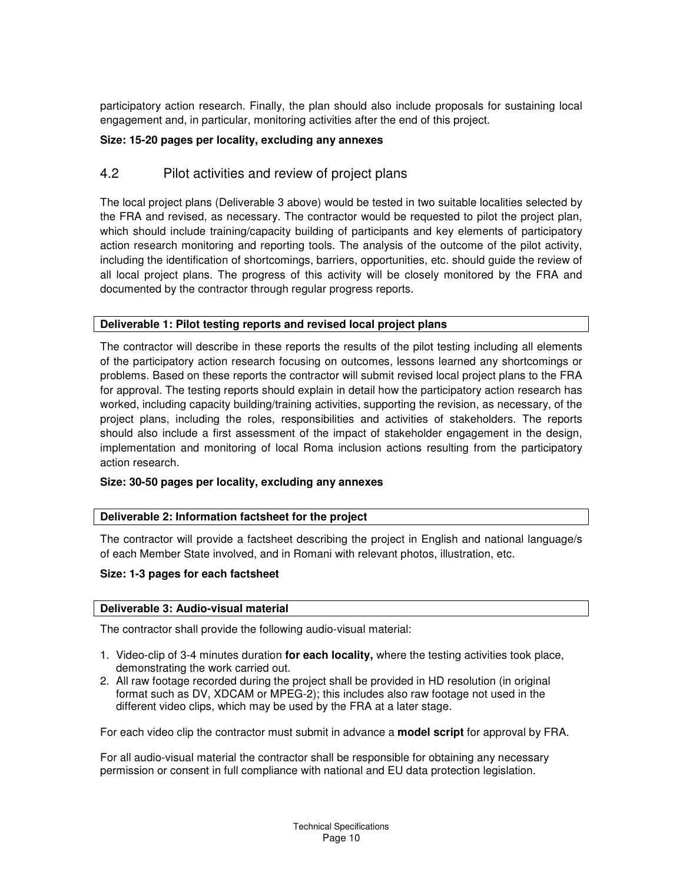participatory action research. Finally, the plan should also include proposals for sustaining local engagement and, in particular, monitoring activities after the end of this project.

**Size: 15-20 pages per locality, excluding any annexes**

## 4.2 Pilot activities and review of project plans

The local project plans (Deliverable 3 above) would be tested in two suitable localities selected by the FRA and revised, as necessary. The contractor would be requested to pilot the project plan, which should include training/capacity building of participants and key elements of participatory action research monitoring and reporting tools. The analysis of the outcome of the pilot activity, including the identification of shortcomings, barriers, opportunities, etc. should guide the review of all local project plans. The progress of this activity will be closely monitored by the FRA and documented by the contractor through regular progress reports.

**Deliverable 1: Pilot testing reports and revised local project plans**

The contractor will describe in these reports the results of the pilot testing including all elements of the participatory action research focusing on outcomes, lessons learned any shortcomings or problems. Based on these reports the contractor will submit revised local project plans to the FRA for approval. The testing reports should explain in detail how the participatory action research has worked, including capacity building/training activities, supporting the revision, as necessary, of the project plans, including the roles, responsibilities and activities of stakeholders. The reports should also include a first assessment of the impact of stakeholder engagement in the design, implementation and monitoring of local Roma inclusion actions resulting from the participatory action research.

**Size: 30-50 pages per locality, excluding any annexes**

**Deliverable 2: Information factsheet for the project**

The contractor will provide a factsheet describing the project in English and national language/s of each Member State involved, and in Romani with relevant photos, illustration, etc.

**Size: 1-3 pages for each factsheet**

**Deliverable 3: Audio-visual material**

The contractor shall provide the following audio-visual material:

1. Video-clip of 3-4 minutes duration **for each locality,** where the testing activities took place, demonstrating the work carried out.
2. All raw footage recorded during the project shall be provided in HD resolution (in original format such as DV, XDCAM or MPEG-2); this includes also raw footage not used in the different video clips, which may be used by the FRA at a later stage.

For each video clip the contractor must submit in advance a **model script** for approval by FRA.

For all audio-visual material the contractor shall be responsible for obtaining any necessary permission or consent in full compliance with national and EU data protection legislation.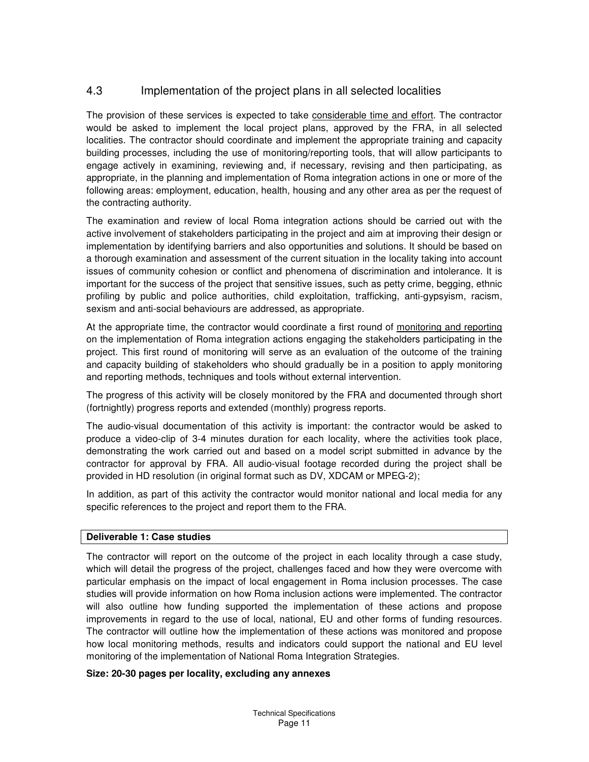## 4.3 Implementation of the project plans in all selected localities

The provision of these services is expected to take <u>considerable time and effort</u>. The contractor would be asked to implement the local project plans, approved by the FRA, in all selected localities. The contractor should coordinate and implement the appropriate training and capacity building processes, including the use of monitoring/reporting tools, that will allow participants to engage actively in examining, reviewing and, if necessary, revising and then participating, as appropriate, in the planning and implementation of Roma integration actions in one or more of the following areas: employment, education, health, housing and any other area as per the request of the contracting authority.

The examination and review of local Roma integration actions should be carried out with the active involvement of stakeholders participating in the project and aim at improving their design or implementation by identifying barriers and also opportunities and solutions. It should be based on a thorough examination and assessment of the current situation in the locality taking into account issues of community cohesion or conflict and phenomena of discrimination and intolerance. It is important for the success of the project that sensitive issues, such as petty crime, begging, ethnic profiling by public and police authorities, child exploitation, trafficking, anti-gypsyism, racism, sexism and anti-social behaviours are addressed, as appropriate.

At the appropriate time, the contractor would coordinate a first round of <u>monitoring and reporting</u> on the implementation of Roma integration actions engaging the stakeholders participating in the project. This first round of monitoring will serve as an evaluation of the outcome of the training and capacity building of stakeholders who should gradually be in a position to apply monitoring and reporting methods, techniques and tools without external intervention.

The progress of this activity will be closely monitored by the FRA and documented through short (fortnightly) progress reports and extended (monthly) progress reports.

The audio-visual documentation of this activity is important: the contractor would be asked to produce a video-clip of 3-4 minutes duration for each locality, where the activities took place, demonstrating the work carried out and based on a model script submitted in advance by the contractor for approval by FRA. All audio-visual footage recorded during the project shall be provided in HD resolution (in original format such as DV, XDCAM or MPEG-2);

In addition, as part of this activity the contractor would monitor national and local media for any specific references to the project and report them to the FRA.

**Deliverable 1: Case studies**

The contractor will report on the outcome of the project in each locality through a case study, which will detail the progress of the project, challenges faced and how they were overcome with particular emphasis on the impact of local engagement in Roma inclusion processes. The case studies will provide information on how Roma inclusion actions were implemented. The contractor will also outline how funding supported the implementation of these actions and propose improvements in regard to the use of local, national, EU and other forms of funding resources. The contractor will outline how the implementation of these actions was monitored and propose how local monitoring methods, results and indicators could support the national and EU level monitoring of the implementation of National Roma Integration Strategies.

**Size: 20-30 pages per locality, excluding any annexes**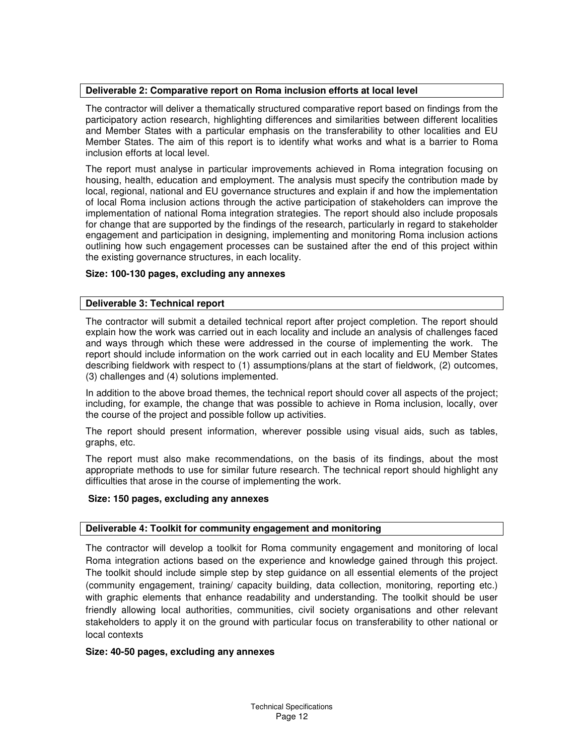### Deliverable 2: Comparative report on Roma inclusion efforts at local level

The contractor will deliver a thematically structured comparative report based on findings from the participatory action research, highlighting differences and similarities between different localities and Member States with a particular emphasis on the transferability to other localities and EU Member States. The aim of this report is to identify what works and what is a barrier to Roma inclusion efforts at local level.

The report must analyse in particular improvements achieved in Roma integration focusing on housing, health, education and employment. The analysis must specify the contribution made by local, regional, national and EU governance structures and explain if and how the implementation of local Roma inclusion actions through the active participation of stakeholders can improve the implementation of national Roma integration strategies. The report should also include proposals for change that are supported by the findings of the research, particularly in regard to stakeholder engagement and participation in designing, implementing and monitoring Roma inclusion actions outlining how such engagement processes can be sustained after the end of this project within the existing governance structures, in each locality.

**Size: 100-130 pages, excluding any annexes**

### Deliverable 3: Technical report

The contractor will submit a detailed technical report after project completion. The report should explain how the work was carried out in each locality and include an analysis of challenges faced and ways through which these were addressed in the course of implementing the work. The report should include information on the work carried out in each locality and EU Member States describing fieldwork with respect to (1) assumptions/plans at the start of fieldwork, (2) outcomes, (3) challenges and (4) solutions implemented.

In addition to the above broad themes, the technical report should cover all aspects of the project; including, for example, the change that was possible to achieve in Roma inclusion, locally, over the course of the project and possible follow up activities.

The report should present information, wherever possible using visual aids, such as tables, graphs, etc.

The report must also make recommendations, on the basis of its findings, about the most appropriate methods to use for similar future research. The technical report should highlight any difficulties that arose in the course of implementing the work.

**Size: 150 pages, excluding any annexes**

### Deliverable 4: Toolkit for community engagement and monitoring

The contractor will develop a toolkit for Roma community engagement and monitoring of local Roma integration actions based on the experience and knowledge gained through this project. The toolkit should include simple step by step guidance on all essential elements of the project (community engagement, training/ capacity building, data collection, monitoring, reporting etc.) with graphic elements that enhance readability and understanding. The toolkit should be user friendly allowing local authorities, communities, civil society organisations and other relevant stakeholders to apply it on the ground with particular focus on transferability to other national or local contexts

**Size: 40-50 pages, excluding any annexes**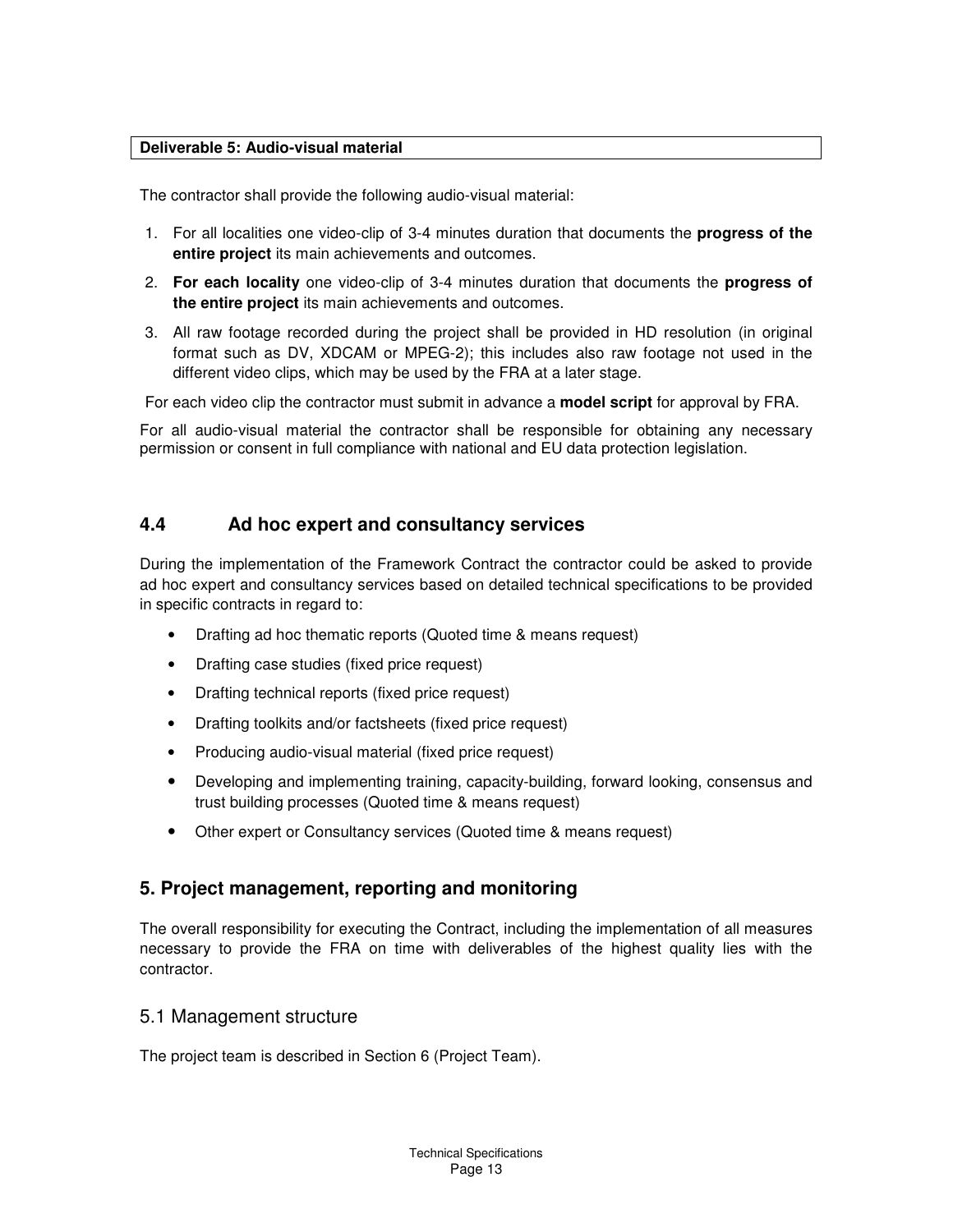**Deliverable 5: Audio-visual material**

The contractor shall provide the following audio-visual material:

1. For all localities one video-clip of 3-4 minutes duration that documents the **progress of the entire project** its main achievements and outcomes.
2. **For each locality** one video-clip of 3-4 minutes duration that documents the **progress of the entire project** its main achievements and outcomes.
3. All raw footage recorded during the project shall be provided in HD resolution (in original format such as DV, XDCAM or MPEG-2); this includes also raw footage not used in the different video clips, which may be used by the FRA at a later stage.

For each video clip the contractor must submit in advance a **model script** for approval by FRA.

For all audio-visual material the contractor shall be responsible for obtaining any necessary permission or consent in full compliance with national and EU data protection legislation.

## 4.4 Ad hoc expert and consultancy services

During the implementation of the Framework Contract the contractor could be asked to provide ad hoc expert and consultancy services based on detailed technical specifications to be provided in specific contracts in regard to:

- Drafting ad hoc thematic reports (Quoted time & means request)
- Drafting case studies (fixed price request)
- Drafting technical reports (fixed price request)
- Drafting toolkits and/or factsheets (fixed price request)
- Producing audio-visual material (fixed price request)
- Developing and implementing training, capacity-building, forward looking, consensus and trust building processes (Quoted time & means request)
- Other expert or Consultancy services (Quoted time & means request)

# 5. Project management, reporting and monitoring

The overall responsibility for executing the Contract, including the implementation of all measures necessary to provide the FRA on time with deliverables of the highest quality lies with the contractor.

## 5.1 Management structure

The project team is described in Section 6 (Project Team).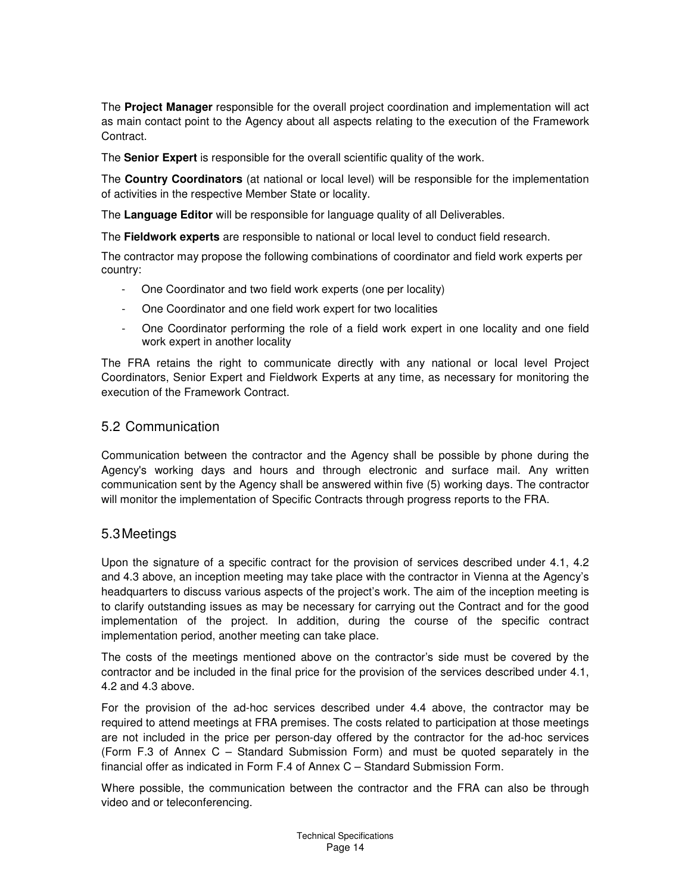The **Project Manager** responsible for the overall project coordination and implementation will act as main contact point to the Agency about all aspects relating to the execution of the Framework Contract.

The **Senior Expert** is responsible for the overall scientific quality of the work.

The **Country Coordinators** (at national or local level) will be responsible for the implementation of activities in the respective Member State or locality.

The **Language Editor** will be responsible for language quality of all Deliverables.

The **Fieldwork experts** are responsible to national or local level to conduct field research.

The contractor may propose the following combinations of coordinator and field work experts per country:

- One Coordinator and two field work experts (one per locality)
- One Coordinator and one field work expert for two localities
- One Coordinator performing the role of a field work expert in one locality and one field work expert in another locality

The FRA retains the right to communicate directly with any national or local level Project Coordinators, Senior Expert and Fieldwork Experts at any time, as necessary for monitoring the execution of the Framework Contract.

## 5.2 Communication

Communication between the contractor and the Agency shall be possible by phone during the Agency's working days and hours and through electronic and surface mail. Any written communication sent by the Agency shall be answered within five (5) working days. The contractor will monitor the implementation of Specific Contracts through progress reports to the FRA.

## 5.3 Meetings

Upon the signature of a specific contract for the provision of services described under 4.1, 4.2 and 4.3 above, an inception meeting may take place with the contractor in Vienna at the Agency's headquarters to discuss various aspects of the project's work. The aim of the inception meeting is to clarify outstanding issues as may be necessary for carrying out the Contract and for the good implementation of the project. In addition, during the course of the specific contract implementation period, another meeting can take place.

The costs of the meetings mentioned above on the contractor's side must be covered by the contractor and be included in the final price for the provision of the services described under 4.1, 4.2 and 4.3 above.

For the provision of the ad-hoc services described under 4.4 above, the contractor may be required to attend meetings at FRA premises. The costs related to participation at those meetings are not included in the price per person-day offered by the contractor for the ad-hoc services (Form F.3 of Annex C – Standard Submission Form) and must be quoted separately in the financial offer as indicated in Form F.4 of Annex C – Standard Submission Form.

Where possible, the communication between the contractor and the FRA can also be through video and or teleconferencing.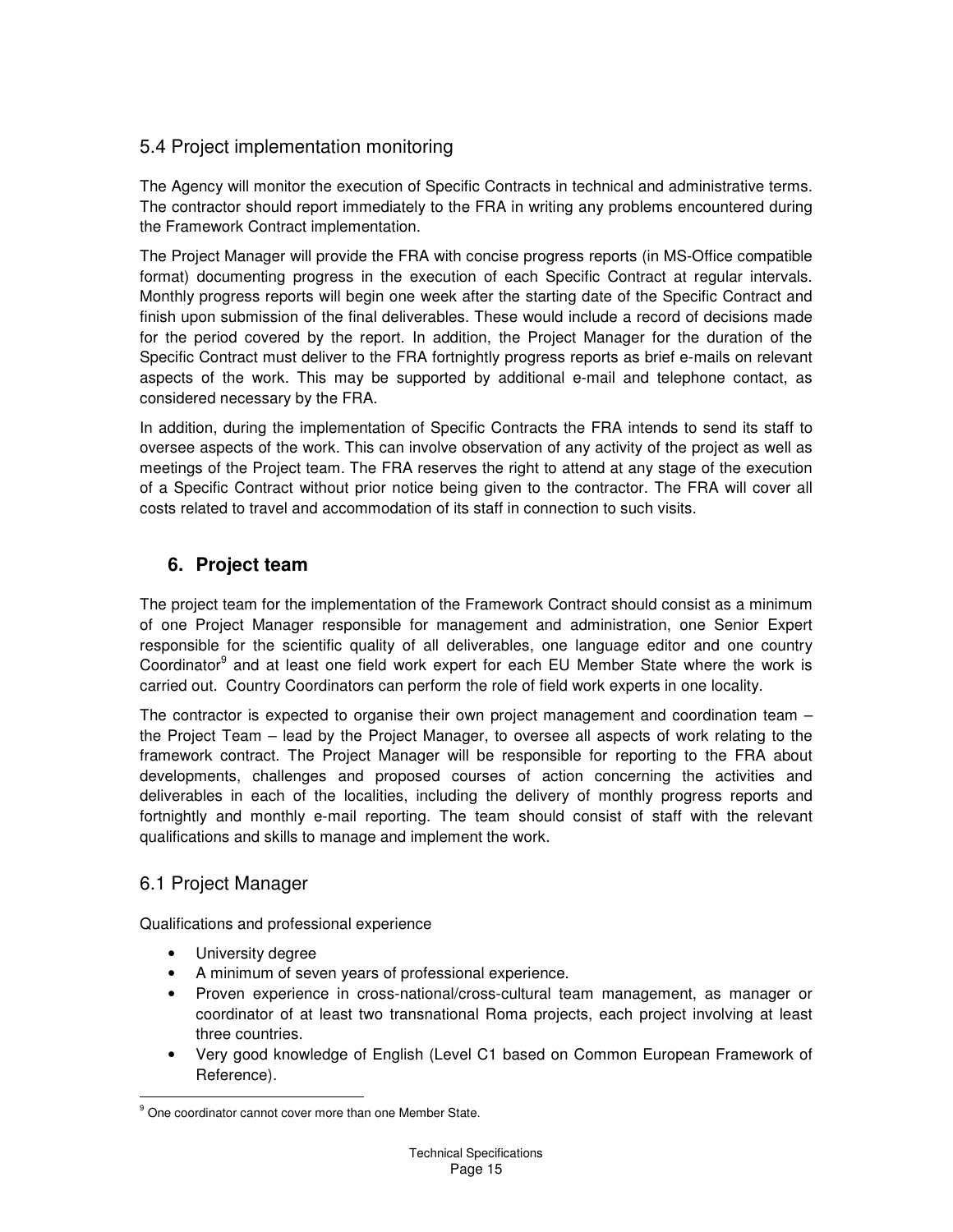## 5.4 Project implementation monitoring

The Agency will monitor the execution of Specific Contracts in technical and administrative terms. The contractor should report immediately to the FRA in writing any problems encountered during the Framework Contract implementation.

The Project Manager will provide the FRA with concise progress reports (in MS-Office compatible format) documenting progress in the execution of each Specific Contract at regular intervals. Monthly progress reports will begin one week after the starting date of the Specific Contract and finish upon submission of the final deliverables. These would include a record of decisions made for the period covered by the report. In addition, the Project Manager for the duration of the Specific Contract must deliver to the FRA fortnightly progress reports as brief e-mails on relevant aspects of the work. This may be supported by additional e-mail and telephone contact, as considered necessary by the FRA.

In addition, during the implementation of Specific Contracts the FRA intends to send its staff to oversee aspects of the work. This can involve observation of any activity of the project as well as meetings of the Project team. The FRA reserves the right to attend at any stage of the execution of a Specific Contract without prior notice being given to the contractor. The FRA will cover all costs related to travel and accommodation of its staff in connection to such visits.

# 6. Project team

The project team for the implementation of the Framework Contract should consist as a minimum of one Project Manager responsible for management and administration, one Senior Expert responsible for the scientific quality of all deliverables, one language editor and one country Coordinator[9] and at least one field work expert for each EU Member State where the work is carried out. Country Coordinators can perform the role of field work experts in one locality.

The contractor is expected to organise their own project management and coordination team – the Project Team – lead by the Project Manager, to oversee all aspects of work relating to the framework contract. The Project Manager will be responsible for reporting to the FRA about developments, challenges and proposed courses of action concerning the activities and deliverables in each of the localities, including the delivery of monthly progress reports and fortnightly and monthly e-mail reporting. The team should consist of staff with the relevant qualifications and skills to manage and implement the work.

## 6.1 Project Manager

Qualifications and professional experience

- University degree
- A minimum of seven years of professional experience.
- Proven experience in cross-national/cross-cultural team management, as manager or coordinator of at least two transnational Roma projects, each project involving at least three countries.
- Very good knowledge of English (Level C1 based on Common European Framework of Reference).

[9] One coordinator cannot cover more than one Member State.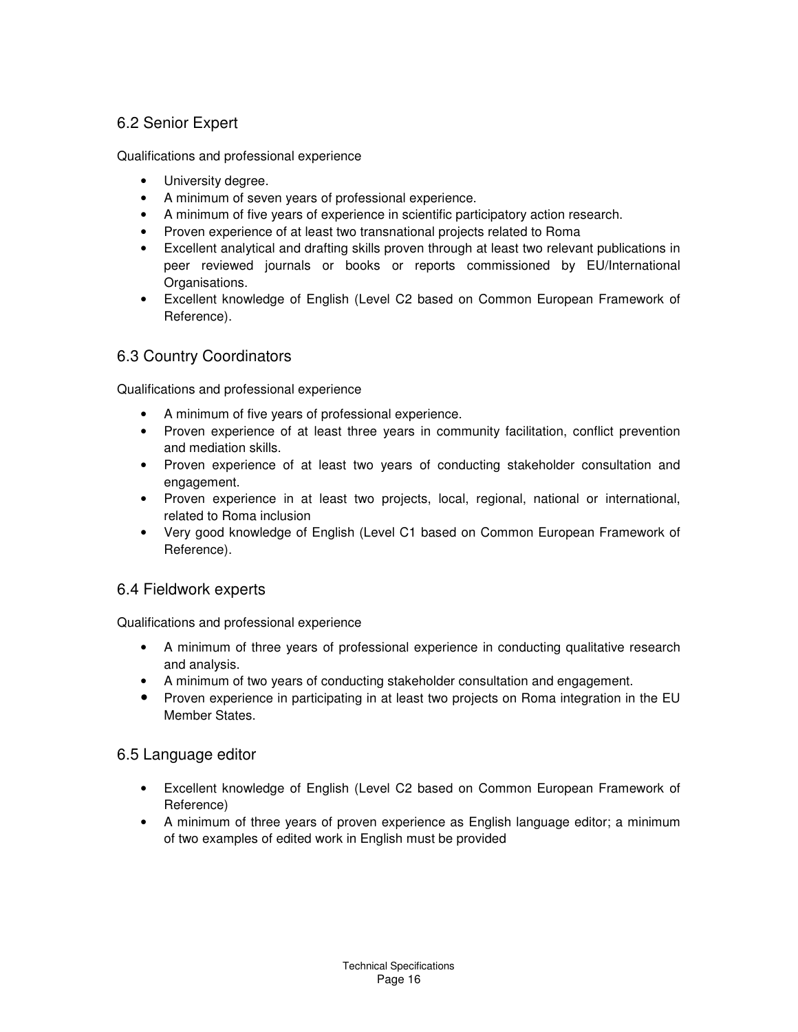## 6.2 Senior Expert

Qualifications and professional experience

- University degree.
- A minimum of seven years of professional experience.
- A minimum of five years of experience in scientific participatory action research.
- Proven experience of at least two transnational projects related to Roma
- Excellent analytical and drafting skills proven through at least two relevant publications in peer reviewed journals or books or reports commissioned by EU/International Organisations.
- Excellent knowledge of English (Level C2 based on Common European Framework of Reference).

## 6.3 Country Coordinators

Qualifications and professional experience

- A minimum of five years of professional experience.
- Proven experience of at least three years in community facilitation, conflict prevention and mediation skills.
- Proven experience of at least two years of conducting stakeholder consultation and engagement.
- Proven experience in at least two projects, local, regional, national or international, related to Roma inclusion
- Very good knowledge of English (Level C1 based on Common European Framework of Reference).

## 6.4 Fieldwork experts

Qualifications and professional experience

- A minimum of three years of professional experience in conducting qualitative research and analysis.
- A minimum of two years of conducting stakeholder consultation and engagement.
- Proven experience in participating in at least two projects on Roma integration in the EU Member States.

## 6.5 Language editor

- Excellent knowledge of English (Level C2 based on Common European Framework of Reference)
- A minimum of three years of proven experience as English language editor; a minimum of two examples of edited work in English must be provided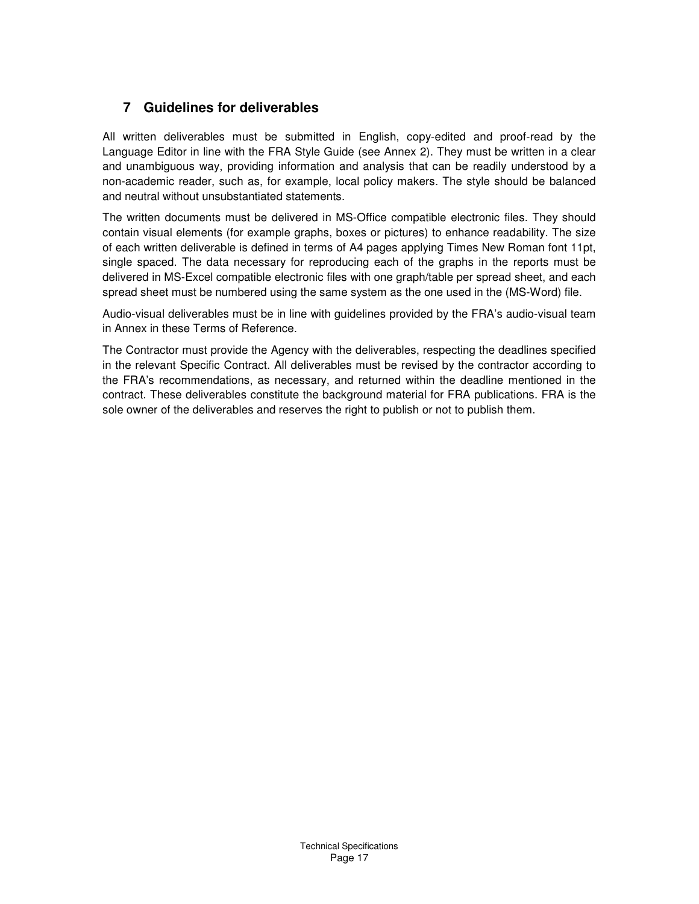# 7 Guidelines for deliverables

All written deliverables must be submitted in English, copy-edited and proof-read by the Language Editor in line with the FRA Style Guide (see Annex 2). They must be written in a clear and unambiguous way, providing information and analysis that can be readily understood by a non-academic reader, such as, for example, local policy makers. The style should be balanced and neutral without unsubstantiated statements.

The written documents must be delivered in MS-Office compatible electronic files. They should contain visual elements (for example graphs, boxes or pictures) to enhance readability. The size of each written deliverable is defined in terms of A4 pages applying Times New Roman font 11pt, single spaced. The data necessary for reproducing each of the graphs in the reports must be delivered in MS-Excel compatible electronic files with one graph/table per spread sheet, and each spread sheet must be numbered using the same system as the one used in the (MS-Word) file.

Audio-visual deliverables must be in line with guidelines provided by the FRA's audio-visual team in Annex in these Terms of Reference.

The Contractor must provide the Agency with the deliverables, respecting the deadlines specified in the relevant Specific Contract. All deliverables must be revised by the contractor according to the FRA's recommendations, as necessary, and returned within the deadline mentioned in the contract. These deliverables constitute the background material for FRA publications. FRA is the sole owner of the deliverables and reserves the right to publish or not to publish them.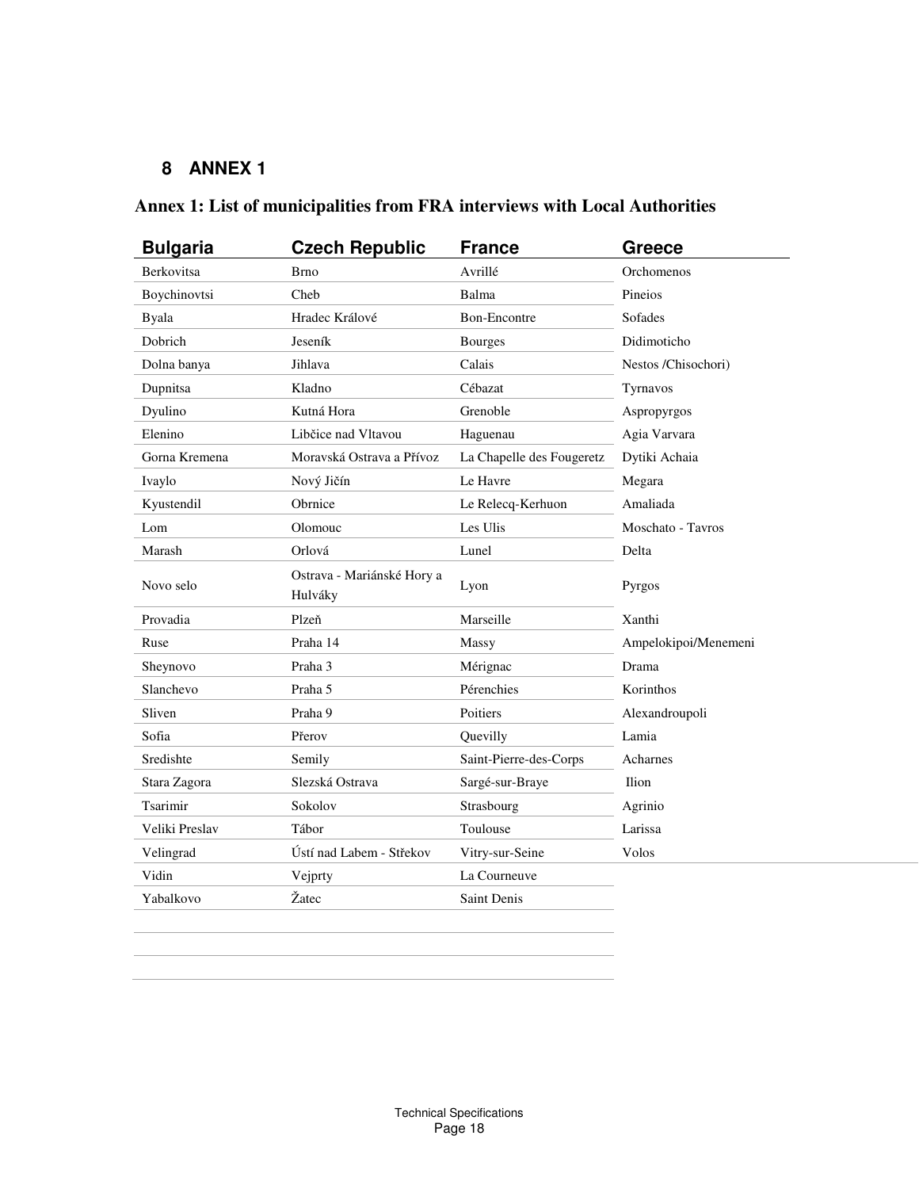# 8 ANNEX 1

## Annex 1: List of municipalities from FRA interviews with Local Authorities

| Bulgaria | Czech Republic | France | Greece |
|---|---|---|---|
| Berkovitsa | Brno | Avrillé | Orchomenos |
| Boychinovtsi | Cheb | Balma | Pineios |
| Byala | Hradec Králové | Bon-Encontre | Sofades |
| Dobrich | Jeseník | Bourges | Didimoticho |
| Dolna banya | Jihlava | Calais | Nestos /Chisochori) |
| Dupnitsa | Kladno | Cébazat | Tyrnavos |
| Dyulino | Kutná Hora | Grenoble | Aspropyrgos |
| Elenino | Libčice nad Vltavou | Haguenau | Agia Varvara |
| Gorna Kremena | Moravská Ostrava a Přívoz | La Chapelle des Fougeretz | Dytiki Achaia |
| Ivaylo | Nový Jičín | Le Havre | Megara |
| Kyustendil | Obrnice | Le Relecq-Kerhuon | Amaliada |
| Lom | Olomouc | Les Ulis | Moschato - Tavros |
| Marash | Orlová | Lunel | Delta |
| Novo selo | Ostrava - Mariánské Hory a Hulváky | Lyon | Pyrgos |
| Provadia | Plzeň | Marseille | Xanthi |
| Ruse | Praha 14 | Massy | Ampelokipoi/Menemeni |
| Sheynovo | Praha 3 | Mérignac | Drama |
| Slanchevo | Praha 5 | Pérenchies | Korinthos |
| Sliven | Praha 9 | Poitiers | Alexandroupoli |
| Sofia | Přerov | Quevilly | Lamia |
| Sredishte | Semily | Saint-Pierre-des-Corps | Acharnes |
| Stara Zagora | Slezská Ostrava | Sargé-sur-Braye | Ilion |
| Tsarimir | Sokolov | Strasbourg | Agrinio |
| Veliki Preslav | Tábor | Toulouse | Larissa |
| Velingrad | Ústí nad Labem - Střekov | Vitry-sur-Seine | Volos |
| Vidin | Vejprty | La Courneuve | |
| Yabalkovo | Žatec | Saint Denis | |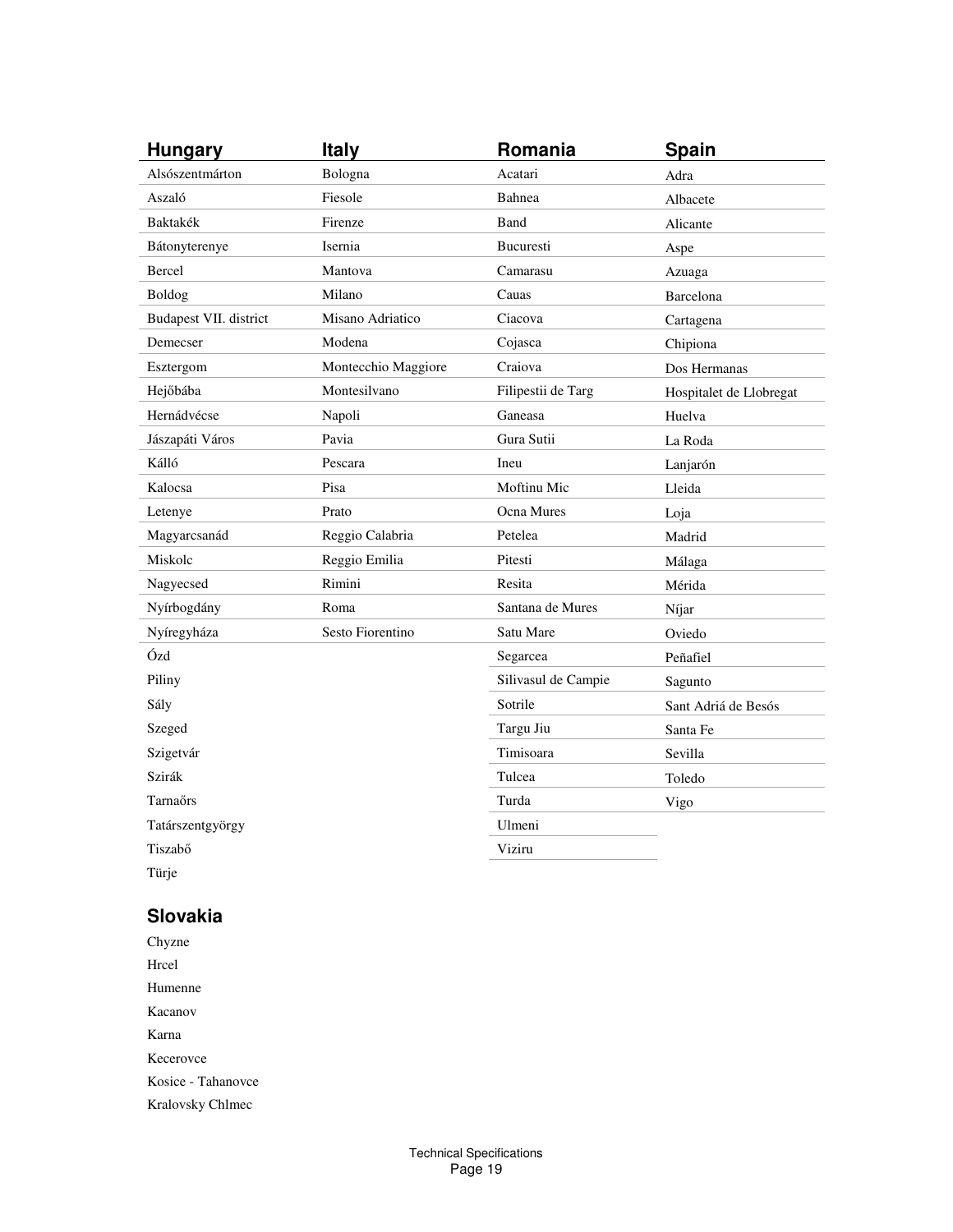| Hungary | Italy | Romania | Spain |
| --- | --- | --- | --- |
| Alsószentmárton | Bologna | Acatari | Adra |
| Aszaló | Fiesole | Bahnea | Albacete |
| Baktakék | Firenze | Band | Alicante |
| Bátonyterenye | Isernia | Bucuresti | Aspe |
| Bercel | Mantova | Camarasu | Azuaga |
| Boldog | Milano | Cauas | Barcelona |
| Budapest VII. district | Misano Adriatico | Ciacova | Cartagena |
| Demecser | Modena | Cojasca | Chipiona |
| Esztergom | Montecchio Maggiore | Craiova | Dos Hermanas |
| Hejőbába | Montesilvano | Filipestii de Targ | Hospitalet de Llobregat |
| Hernádvécse | Napoli | Ganeasa | Huelva |
| Jászapáti Város | Pavia | Gura Sutii | La Roda |
| Kálló | Pescara | Ineu | Lanjarón |
| Kalocsa | Pisa | Moftinu Mic | Lleida |
| Letenye | Prato | Ocna Mures | Loja |
| Magyarcsanád | Reggio Calabria | Petelea | Madrid |
| Miskolc | Reggio Emilia | Pitesti | Málaga |
| Nagyecsed | Rimini | Resita | Mérida |
| Nyírbogdány | Roma | Santana de Mures | Níjar |
| Nyíregyháza | Sesto Fiorentino | Satu Mare | Oviedo |
| Ózd | | Segarcea | Peñafiel |
| Piliny | | Silivasul de Campie | Sagunto |
| Sály | | Sotrile | Sant Adriá de Besós |
| Szeged | | Targu Jiu | Santa Fe |
| Szigetvár | | Timisoara | Sevilla |
| Szirák | | Tulcea | Toledo |
| Tarnaőrs | | Turda | Vigo |
| Tatárszentgyörgy | | Ulmeni | |
| Tiszabő | | Viziru | |
| Türje | | | |

## Slovakia

Chyzne
Hrcel
Humenne
Kacanov
Karna
Kecerovce
Kosice - Tahanovce
Kralovsky Chlmec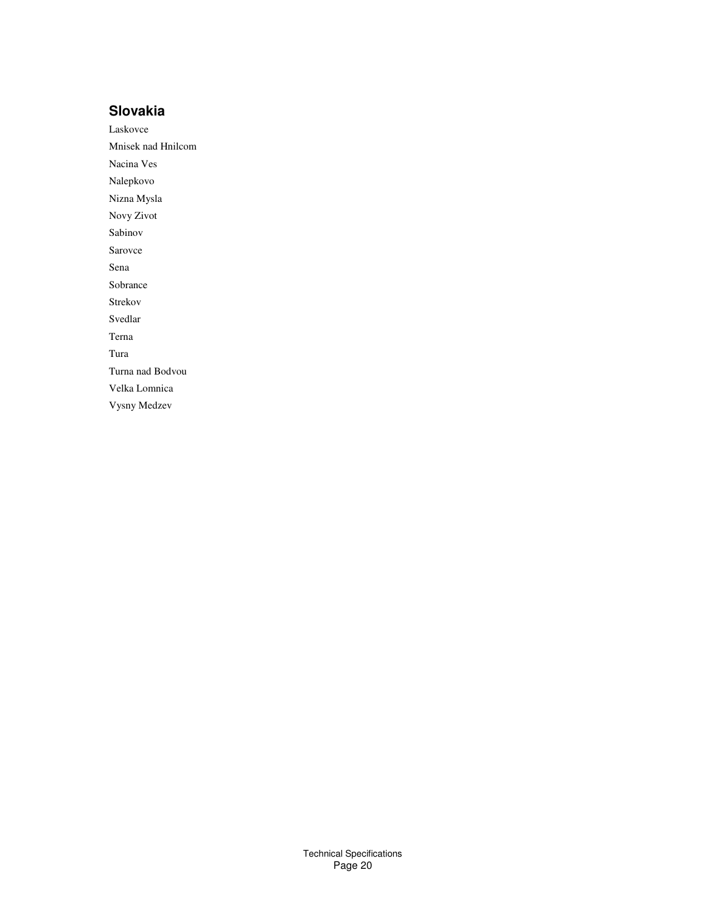## Slovakia

Laskovce

Mnisek nad Hnilcom

Nacina Ves

Nalepkovo

Nizna Mysla

Novy Zivot

Sabinov

Sarovce

Sena

Sobrance

Strekov

Svedlar

Terna

Tura

Turna nad Bodvou

Velka Lomnica

Vysny Medzev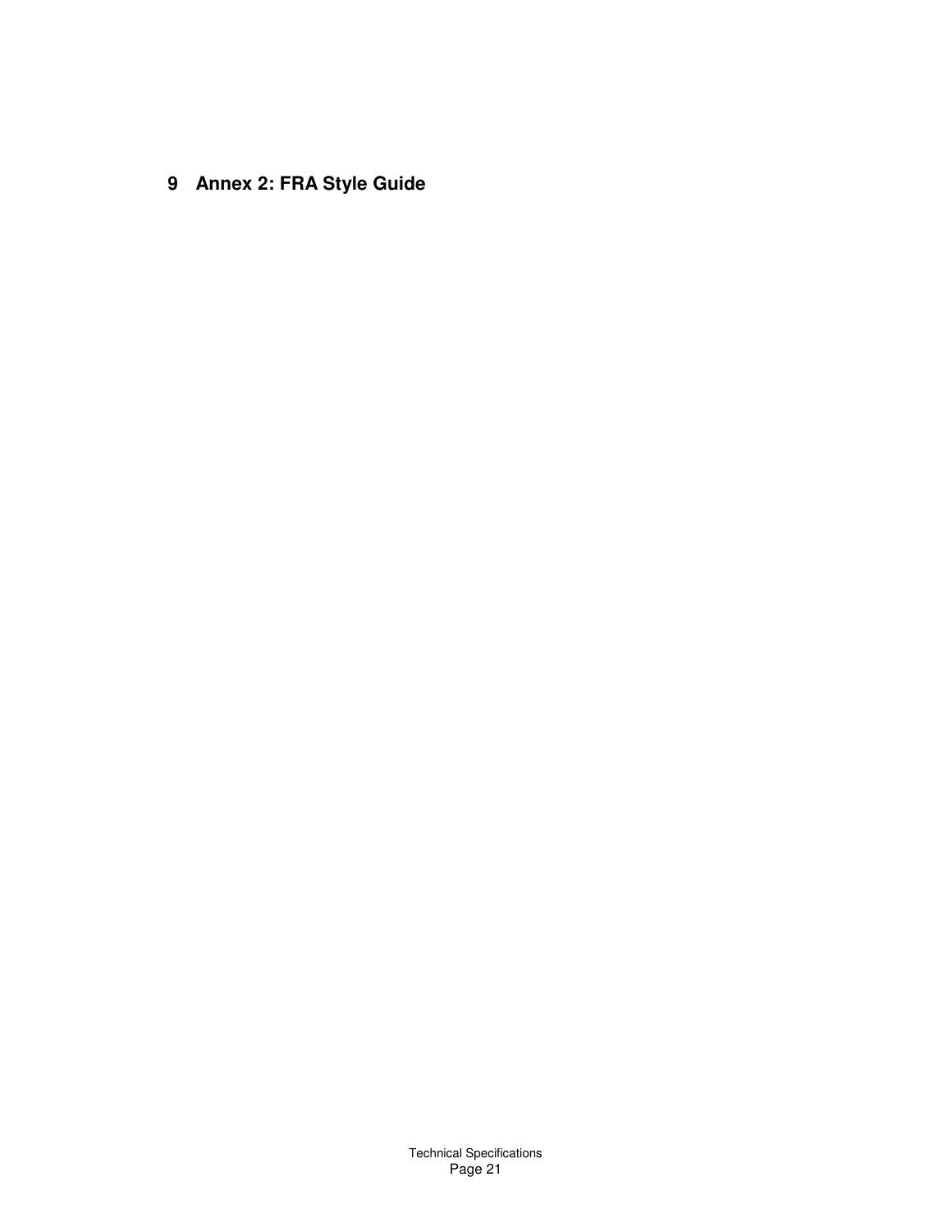# 9 Annex 2: FRA Style Guide